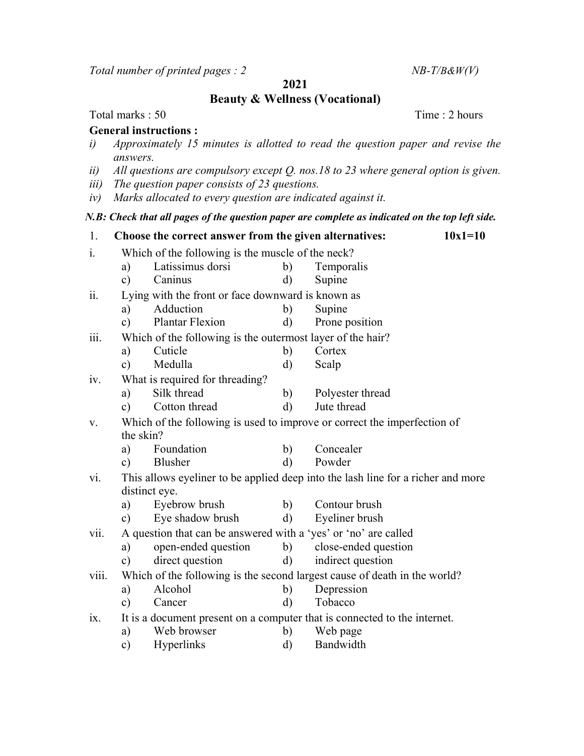*Total number of printed pages : 2* *NB-T/B&W(V)*

**2021**

**Beauty & Wellness (Vocational)**

Total marks : 50 Time : 2 hours

**General instructions :**

*i) Approximately 15 minutes is allotted to read the question paper and revise the answers.*

*ii) All questions are compulsory except Q. nos.18 to 23 where general option is given.*

*iii) The question paper consists of 23 questions.*

*iv) Marks allocated to every question are indicated against it.*

***N.B: Check that all pages of the question paper are complete as indicated on the top left side.***

1. **Choose the correct answer from the given alternatives: 10x1=10**

i. Which of the following is the muscle of the neck?
   a) Latissimus dorsi b) Temporalis
   c) Caninus d) Supine

ii. Lying with the front or face downward is known as
   a) Adduction b) Supine
   c) Plantar Flexion d) Prone position

iii. Which of the following is the outermost layer of the hair?
   a) Cuticle b) Cortex
   c) Medulla d) Scalp

iv. What is required for threading?
   a) Silk thread b) Polyester thread
   c) Cotton thread d) Jute thread

v. Which of the following is used to improve or correct the imperfection of the skin?
   a) Foundation b) Concealer
   c) Blusher d) Powder

vi. This allows eyeliner to be applied deep into the lash line for a richer and more distinct eye.
   a) Eyebrow brush b) Contour brush
   c) Eye shadow brush d) Eyeliner brush

vii. A question that can be answered with a 'yes' or 'no' are called
   a) open-ended question b) close-ended question
   c) direct question d) indirect question

viii. Which of the following is the second largest cause of death in the world?
   a) Alcohol b) Depression
   c) Cancer d) Tobacco

ix. It is a document present on a computer that is connected to the internet.
   a) Web browser b) Web page
   c) Hyperlinks d) Bandwidth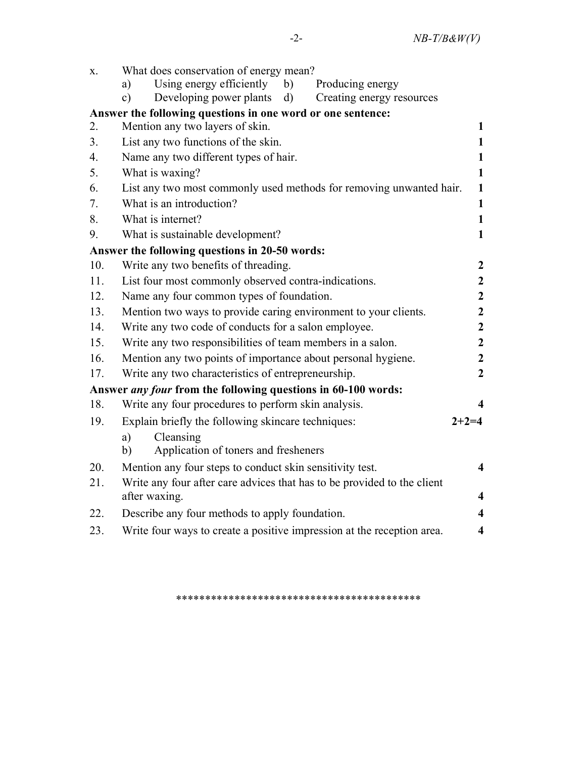x. What does conservation of energy mean?

a) Using energy efficiently b) Producing energy

c) Developing power plants d) Creating energy resources

**Answer the following questions in one word or one sentence:**

2. Mention any two layers of skin. **1**
3. List any two functions of the skin. **1**
4. Name any two different types of hair. **1**
5. What is waxing? **1**
6. List any two most commonly used methods for removing unwanted hair. **1**
7. What is an introduction? **1**
8. What is internet? **1**
9. What is sustainable development? **1**

**Answer the following questions in 20-50 words:**

10. Write any two benefits of threading. **2**
11. List four most commonly observed contra-indications. **2**
12. Name any four common types of foundation. **2**
13. Mention two ways to provide caring environment to your clients. **2**
14. Write any two code of conducts for a salon employee. **2**
15. Write any two responsibilities of team members in a salon. **2**
16. Mention any two points of importance about personal hygiene. **2**
17. Write any two characteristics of entrepreneurship. **2**

**Answer *any four* from the following questions in 60-100 words:**

18. Write any four procedures to perform skin analysis. **4**
19. Explain briefly the following skincare techniques: **2+2=4**
    a) Cleansing
    b) Application of toners and fresheners
20. Mention any four steps to conduct skin sensitivity test. **4**
21. Write any four after care advices that has to be provided to the client after waxing. **4**
22. Describe any four methods to apply foundation. **4**
23. Write four ways to create a positive impression at the reception area. **4**

\*\*\*\*\*\*\*\*\*\*\*\*\*\*\*\*\*\*\*\*\*\*\*\*\*\*\*\*\*\*\*\*\*\*\*\*\*\*\*\*\*\*